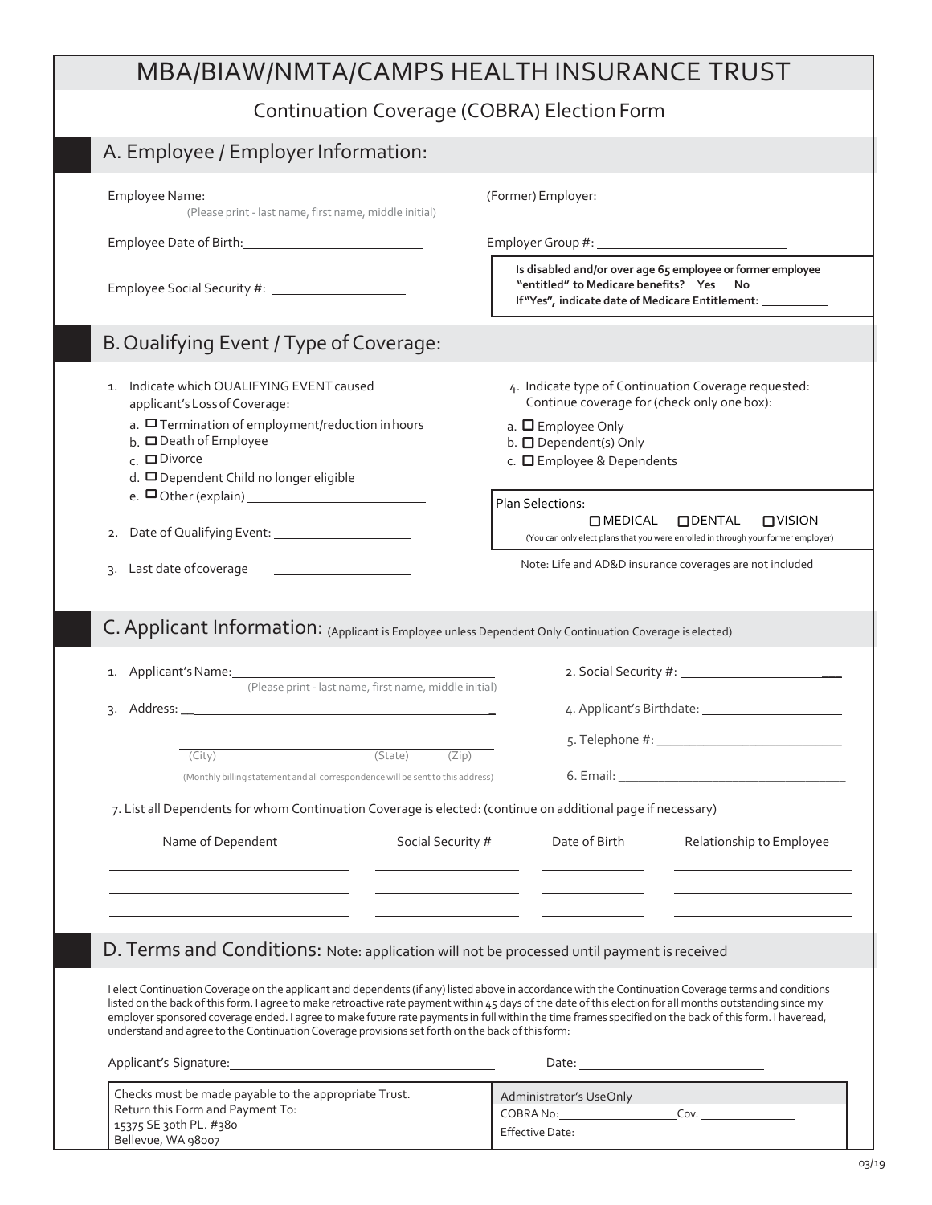# MBA/BIAW/NMTA/CAMPS HEALTH INSURANCE TRUST

Continuation Coverage (COBRA) Election Form

## A. Employee / Employer Information:

Employee Name: ______________________________
(Please print - last name, first name, middle initial)

(Former) Employer: ______________________________

Employee Date of Birth: ______________________________

Employer Group #: ______________________________

Employee Social Security #: ____________________

**Is disabled and/or over age 65 employee or former employee "entitled" to Medicare benefits? Yes No**
**If "Yes", indicate date of Medicare Entitlement:** __________

## B. Qualifying Event / Type of Coverage:

1. Indicate which QUALIFYING EVENT caused applicant's Loss of Coverage:
   - a. ☐ Termination of employment/reduction in hours
   - b. ☐ Death of Employee
   - c. ☐ Divorce
   - d. ☐ Dependent Child no longer eligible
   - e. ☐ Other (explain) ______________________
2. Date of Qualifying Event: ____________________
3. Last date of coverage ____________________

4. Indicate type of Continuation Coverage requested: Continue coverage for (check only one box):
   - a. ☐ Employee Only
   - b. ☐ Dependent(s) Only
   - c. ☐ Employee & Dependents

Plan Selections:
☐ MEDICAL ☐ DENTAL ☐ VISION
(You can only elect plans that you were enrolled in through your former employer)

Note: Life and AD&D insurance coverages are not included

## C. Applicant Information: (Applicant is Employee unless Dependent Only Continuation Coverage is elected)

1. Applicant's Name: ______________________________
   (Please print - last name, first name, middle initial)
2. Social Security #: ______________________________
3. Address: ______________________________

   ______________________________
   (City) (State) (Zip)
   (Monthly billing statement and all correspondence will be sent to this address)
4. Applicant's Birthdate: ______________________________
5. Telephone #: ______________________________
6. Email: ______________________________

7. List all Dependents for whom Continuation Coverage is elected: (continue on additional page if necessary)

| Name of Dependent | Social Security # | Date of Birth | Relationship to Employee |
|---|---|---|---|
| | | | |
| | | | |
| | | | |

## D. Terms and Conditions: Note: application will not be processed until payment is received

I elect Continuation Coverage on the applicant and dependents (if any) listed above in accordance with the Continuation Coverage terms and conditions listed on the back of this form. I agree to make retroactive rate payment within 45 days of the date of this election for all months outstanding since my employer sponsored coverage ended. I agree to make future rate payments in full within the time frames specified on the back of this form. I have read, understand and agree to the Continuation Coverage provisions set forth on the back of this form:

Applicant's Signature: ______________________________ Date: ______________________________

Checks must be made payable to the appropriate Trust.
Return this Form and Payment To:
15375 SE 30th PL. #380
Bellevue, WA 98007

Administrator's Use Only
COBRA No: ____________________ Cov. ______________
Effective Date: ______________________________

03/19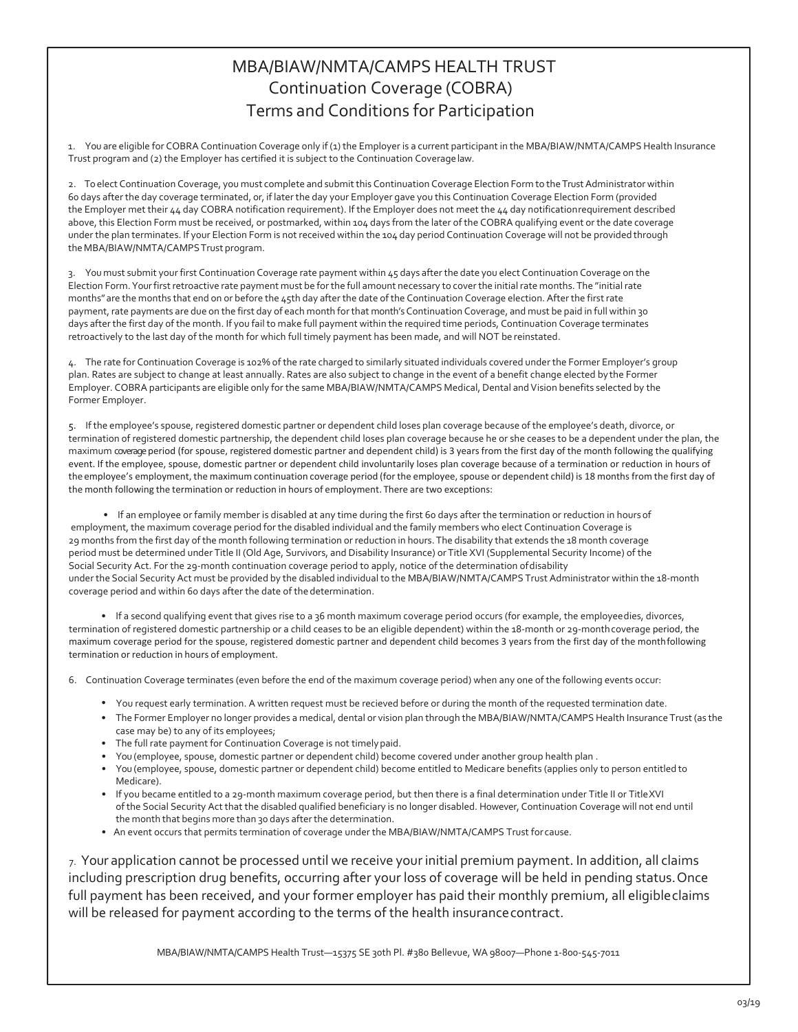# MBA/BIAW/NMTA/CAMPS HEALTH TRUST
## Continuation Coverage (COBRA)
## Terms and Conditions for Participation

1. You are eligible for COBRA Continuation Coverage only if (1) the Employer is a current participant in the MBA/BIAW/NMTA/CAMPS Health Insurance Trust program and (2) the Employer has certified it is subject to the Continuation Coverage law.

2. To elect Continuation Coverage, you must complete and submit this Continuation Coverage Election Form to the Trust Administrator within 60 days after the day coverage terminated, or, if later the day your Employer gave you this Continuation Coverage Election Form (provided the Employer met their 44 day COBRA notification requirement). If the Employer does not meet the 44 day notification requirement described above, this Election Form must be received, or postmarked, within 104 days from the later of the COBRA qualifying event or the date coverage under the plan terminates. If your Election Form is not received within the 104 day period Continuation Coverage will not be provided through the MBA/BIAW/NMTA/CAMPS Trust program.

3. You must submit your first Continuation Coverage rate payment within 45 days after the date you elect Continuation Coverage on the Election Form. Your first retroactive rate payment must be for the full amount necessary to cover the initial rate months. The "initial rate months" are the months that end on or before the 45th day after the date of the Continuation Coverage election. After the first rate payment, rate payments are due on the first day of each month for that month's Continuation Coverage, and must be paid in full within 30 days after the first day of the month. If you fail to make full payment within the required time periods, Continuation Coverage terminates retroactively to the last day of the month for which full timely payment has been made, and will NOT be reinstated.

4. The rate for Continuation Coverage is 102% of the rate charged to similarly situated individuals covered under the Former Employer's group plan. Rates are subject to change at least annually. Rates are also subject to change in the event of a benefit change elected by the Former Employer. COBRA participants are eligible only for the same MBA/BIAW/NMTA/CAMPS Medical, Dental and Vision benefits selected by the Former Employer.

5. If the employee's spouse, registered domestic partner or dependent child loses plan coverage because of the employee's death, divorce, or termination of registered domestic partnership, the dependent child loses plan coverage because he or she ceases to be a dependent under the plan, the maximum coverage period (for spouse, registered domestic partner and dependent child) is 3 years from the first day of the month following the qualifying event. If the employee, spouse, domestic partner or dependent child involuntarily loses plan coverage because of a termination or reduction in hours of the employee's employment, the maximum continuation coverage period (for the employee, spouse or dependent child) is 18 months from the first day of the month following the termination or reduction in hours of employment. There are two exceptions:

- If an employee or family member is disabled at any time during the first 60 days after the termination or reduction in hours of employment, the maximum coverage period for the disabled individual and the family members who elect Continuation Coverage is 29 months from the first day of the month following termination or reduction in hours. The disability that extends the 18 month coverage period must be determined under Title II (Old Age, Survivors, and Disability Insurance) or Title XVI (Supplemental Security Income) of the Social Security Act. For the 29-month continuation coverage period to apply, notice of the determination of disability under the Social Security Act must be provided by the disabled individual to the MBA/BIAW/NMTA/CAMPS Trust Administrator within the 18-month coverage period and within 60 days after the date of the determination.

- If a second qualifying event that gives rise to a 36 month maximum coverage period occurs (for example, the employee dies, divorces, termination of registered domestic partnership or a child ceases to be an eligible dependent) within the 18-month or 29-month coverage period, the maximum coverage period for the spouse, registered domestic partner and dependent child becomes 3 years from the first day of the month following termination or reduction in hours of employment.

6. Continuation Coverage terminates (even before the end of the maximum coverage period) when any one of the following events occur:

- You request early termination. A written request must be recieved before or during the month of the requested termination date.
- The Former Employer no longer provides a medical, dental or vision plan through the MBA/BIAW/NMTA/CAMPS Health Insurance Trust (as the case may be) to any of its employees;
- The full rate payment for Continuation Coverage is not timely paid.
- You (employee, spouse, domestic partner or dependent child) become covered under another group health plan .
- You (employee, spouse, domestic partner or dependent child) become entitled to Medicare benefits (applies only to person entitled to Medicare).
- If you became entitled to a 29-month maximum coverage period, but then there is a final determination under Title II or Title XVI of the Social Security Act that the disabled qualified beneficiary is no longer disabled. However, Continuation Coverage will not end until the month that begins more than 30 days after the determination.
- An event occurs that permits termination of coverage under the MBA/BIAW/NMTA/CAMPS Trust for cause.

7. Your application cannot be processed until we receive your initial premium payment. In addition, all claims including prescription drug benefits, occurring after your loss of coverage will be held in pending status. Once full payment has been received, and your former employer has paid their monthly premium, all eligible claims will be released for payment according to the terms of the health insurance contract.

MBA/BIAW/NMTA/CAMPS Health Trust—15375 SE 30th Pl. #380 Bellevue, WA 98007—Phone 1-800-545-7011

03/19